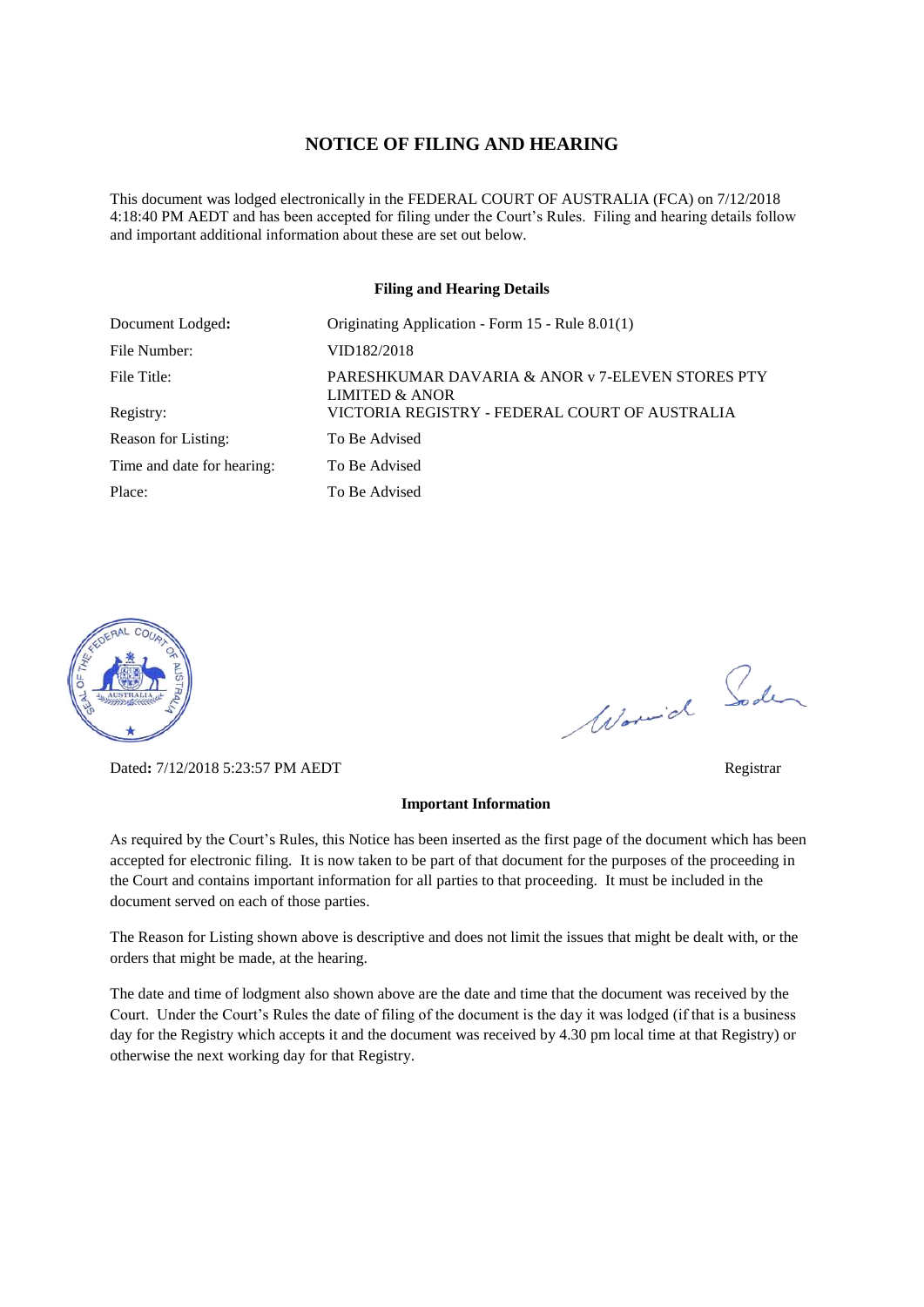# NOTICE OF FILING AND HEARING

This document was lodged electronically in the FEDERAL COURT OF AUSTRALIA (FCA) on 7/12/2018 4:18:40 PM AEDT and has been accepted for filing under the Court's Rules. Filing and hearing details follow and important additional information about these are set out below.

**Filing and Hearing Details**

| | |
|---|---|
| Document Lodged**:** | Originating Application - Form 15 - Rule 8.01(1) |
| File Number: | VID182/2018 |
| File Title: | PARESHKUMAR DAVARIA & ANOR v 7-ELEVEN STORES PTY LIMITED & ANOR |
| Registry: | VICTORIA REGISTRY - FEDERAL COURT OF AUSTRALIA |
| Reason for Listing: | To Be Advised |
| Time and date for hearing: | To Be Advised |
| Place: | To Be Advised |

Dated**:** 7/12/2018 5:23:57 PM AEDT

Registrar

**Important Information**

As required by the Court's Rules, this Notice has been inserted as the first page of the document which has been accepted for electronic filing. It is now taken to be part of that document for the purposes of the proceeding in the Court and contains important information for all parties to that proceeding. It must be included in the document served on each of those parties.

The Reason for Listing shown above is descriptive and does not limit the issues that might be dealt with, or the orders that might be made, at the hearing.

The date and time of lodgment also shown above are the date and time that the document was received by the Court. Under the Court's Rules the date of filing of the document is the day it was lodged (if that is a business day for the Registry which accepts it and the document was received by 4.30 pm local time at that Registry) or otherwise the next working day for that Registry.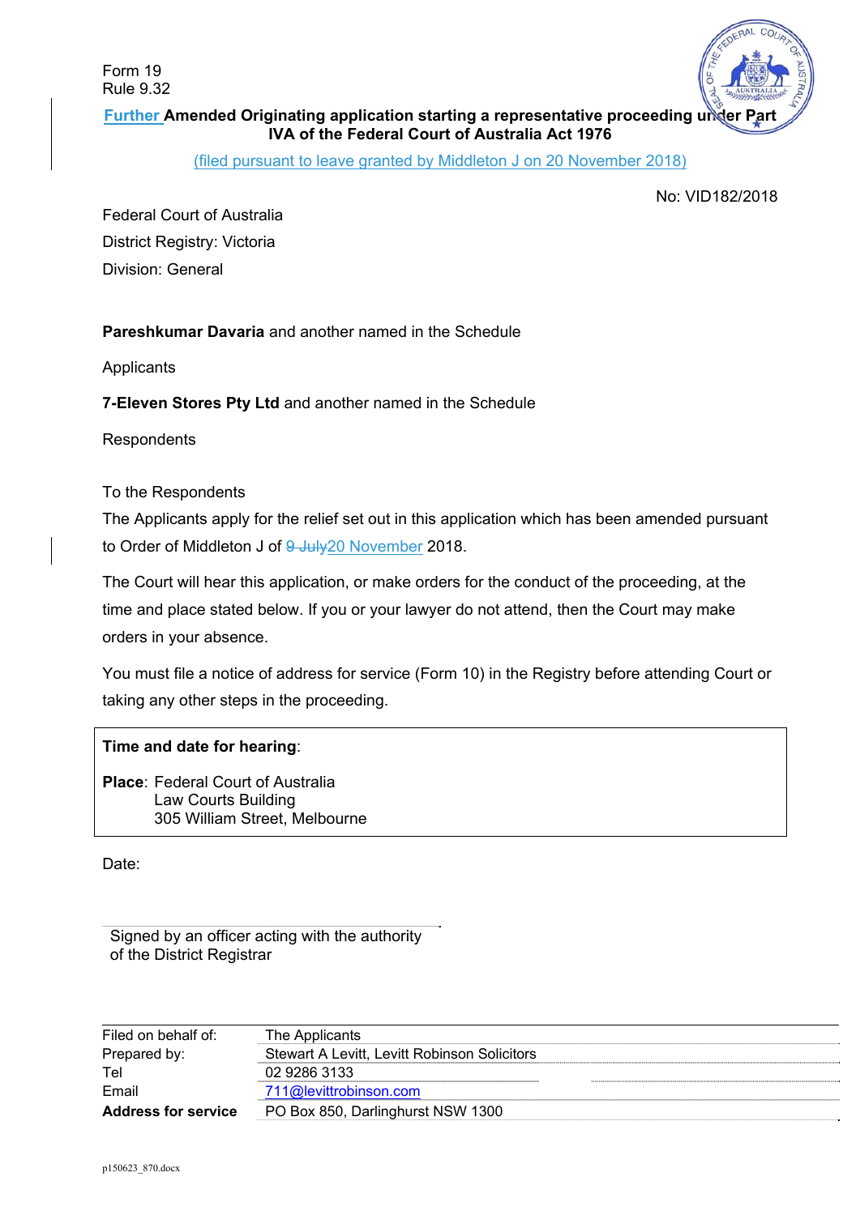Form 19
Rule 9.32

**Further Amended Originating application starting a representative proceeding under Part IVA of the Federal Court of Australia Act 1976**

(filed pursuant to leave granted by Middleton J on 20 November 2018)

No: VID182/2018

Federal Court of Australia

District Registry: Victoria

Division: General

**Pareshkumar Davaria** and another named in the Schedule

Applicants

**7-Eleven Stores Pty Ltd** and another named in the Schedule

Respondents

To the Respondents

The Applicants apply for the relief set out in this application which has been amended pursuant to Order of Middleton J of ~~9 July~~20 November 2018.

The Court will hear this application, or make orders for the conduct of the proceeding, at the time and place stated below. If you or your lawyer do not attend, then the Court may make orders in your absence.

You must file a notice of address for service (Form 10) in the Registry before attending Court or taking any other steps in the proceeding.

**Time and date for hearing**:

**Place**: Federal Court of Australia
Law Courts Building
305 William Street, Melbourne

Date:

Signed by an officer acting with the authority of the District Registrar

| | |
|---|---|
| Filed on behalf of: | The Applicants |
| Prepared by: | Stewart A Levitt, Levitt Robinson Solicitors |
| Tel | 02 9286 3133 |
| Email | 711@levittrobinson.com |
| **Address for service** | PO Box 850, Darlinghurst NSW 1300 |

p150623_870.docx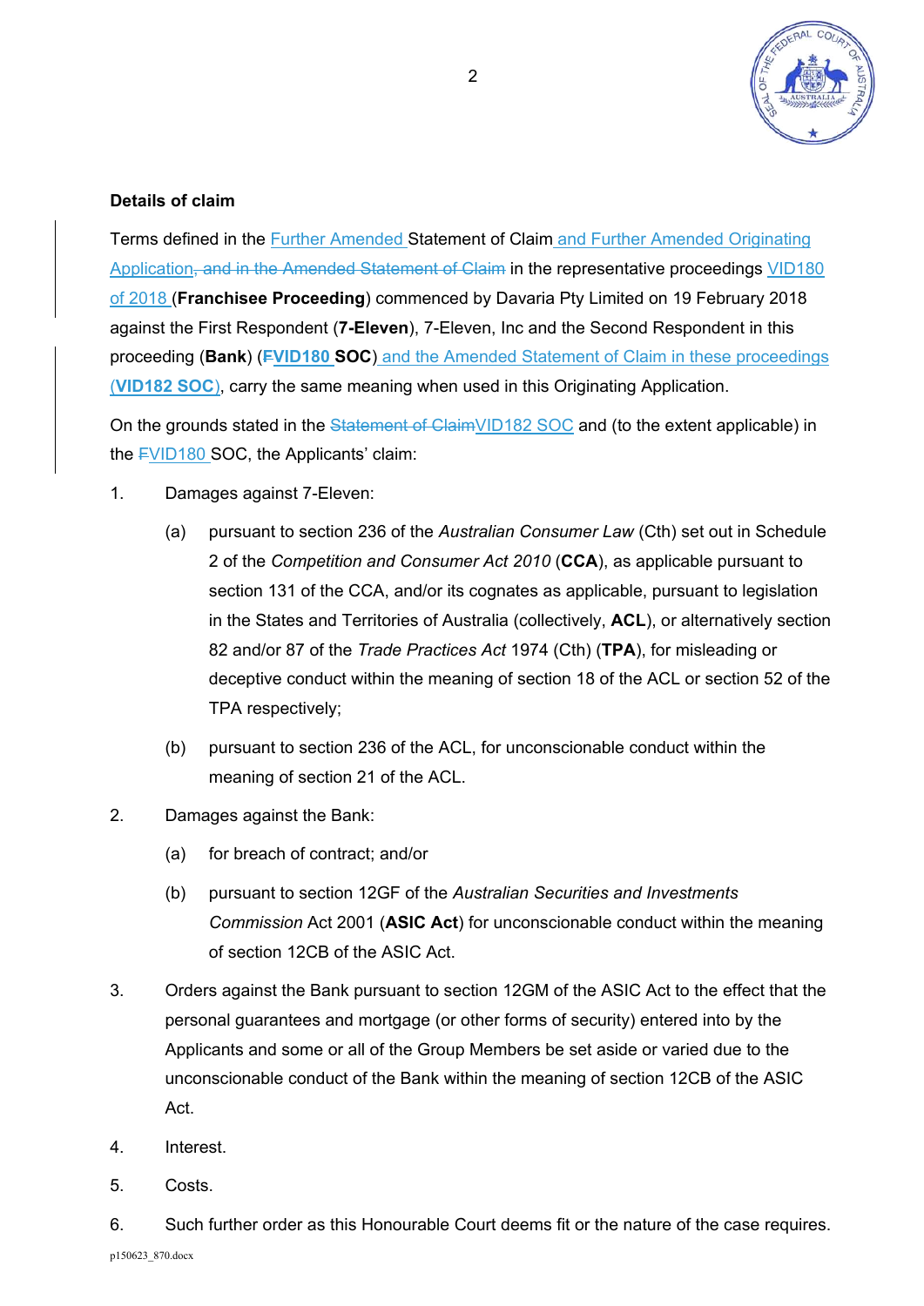**Details of claim**

Terms defined in the Further Amended Statement of Claim and Further Amended Originating Application, ~~and in the Amended Statement of Claim~~ in the representative proceedings VID180 of 2018 (**Franchisee Proceeding**) commenced by Davaria Pty Limited on 19 February 2018 against the First Respondent (**7-Eleven**), 7-Eleven, Inc and the Second Respondent in this proceeding (**Bank**) (~~F~~**VID180 SOC**) and the Amended Statement of Claim in these proceedings (**VID182 SOC**), carry the same meaning when used in this Originating Application.

On the grounds stated in the ~~Statement of Claim~~VID182 SOC and (to the extent applicable) in the ~~F~~VID180 SOC, the Applicants' claim:

1. Damages against 7-Eleven:

   (a) pursuant to section 236 of the *Australian Consumer Law* (Cth) set out in Schedule 2 of the *Competition and Consumer Act 2010* (**CCA**), as applicable pursuant to section 131 of the CCA, and/or its cognates as applicable, pursuant to legislation in the States and Territories of Australia (collectively, **ACL**), or alternatively section 82 and/or 87 of the *Trade Practices Act* 1974 (Cth) (**TPA**), for misleading or deceptive conduct within the meaning of section 18 of the ACL or section 52 of the TPA respectively;

   (b) pursuant to section 236 of the ACL, for unconscionable conduct within the meaning of section 21 of the ACL.

2. Damages against the Bank:

   (a) for breach of contract; and/or

   (b) pursuant to section 12GF of the *Australian Securities and Investments Commission* Act 2001 (**ASIC Act**) for unconscionable conduct within the meaning of section 12CB of the ASIC Act.

3. Orders against the Bank pursuant to section 12GM of the ASIC Act to the effect that the personal guarantees and mortgage (or other forms of security) entered into by the Applicants and some or all of the Group Members be set aside or varied due to the unconscionable conduct of the Bank within the meaning of section 12CB of the ASIC Act.

4. Interest.

5. Costs.

6. Such further order as this Honourable Court deems fit or the nature of the case requires.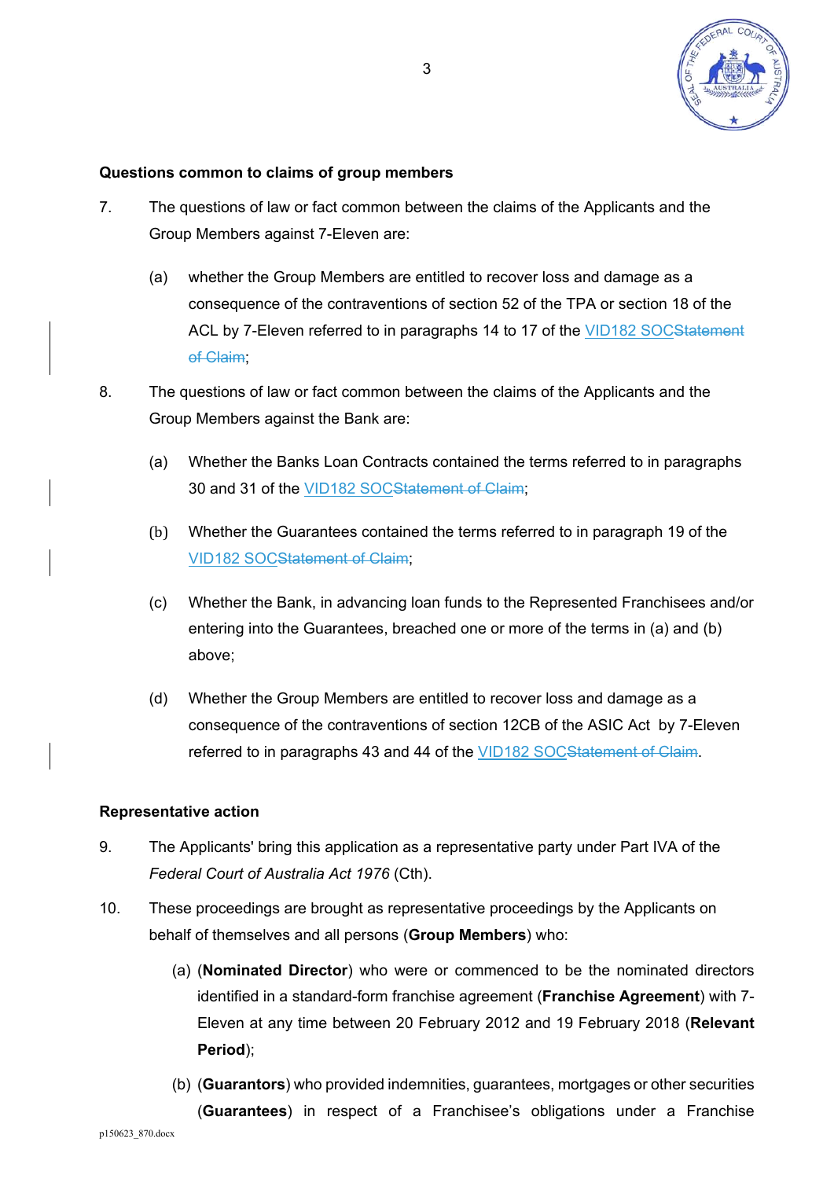## Questions common to claims of group members

7. The questions of law or fact common between the claims of the Applicants and the Group Members against 7-Eleven are:

   (a) whether the Group Members are entitled to recover loss and damage as a consequence of the contraventions of section 52 of the TPA or section 18 of the ACL by 7-Eleven referred to in paragraphs 14 to 17 of the VID182 SOC~~Statement of Claim~~;

8. The questions of law or fact common between the claims of the Applicants and the Group Members against the Bank are:

   (a) Whether the Banks Loan Contracts contained the terms referred to in paragraphs 30 and 31 of the VID182 SOC~~Statement of Claim~~;

   (b) Whether the Guarantees contained the terms referred to in paragraph 19 of the VID182 SOC~~Statement of Claim~~;

   (c) Whether the Bank, in advancing loan funds to the Represented Franchisees and/or entering into the Guarantees, breached one or more of the terms in (a) and (b) above;

   (d) Whether the Group Members are entitled to recover loss and damage as a consequence of the contraventions of section 12CB of the ASIC Act by 7-Eleven referred to in paragraphs 43 and 44 of the VID182 SOC~~Statement of Claim~~.

## Representative action

9. The Applicants' bring this application as a representative party under Part IVA of the *Federal Court of Australia Act 1976* (Cth).

10. These proceedings are brought as representative proceedings by the Applicants on behalf of themselves and all persons (**Group Members**) who:

    (a) (**Nominated Director**) who were or commenced to be the nominated directors identified in a standard-form franchise agreement (**Franchise Agreement**) with 7-Eleven at any time between 20 February 2012 and 19 February 2018 (**Relevant Period**);

    (b) (**Guarantors**) who provided indemnities, guarantees, mortgages or other securities (**Guarantees**) in respect of a Franchisee's obligations under a Franchise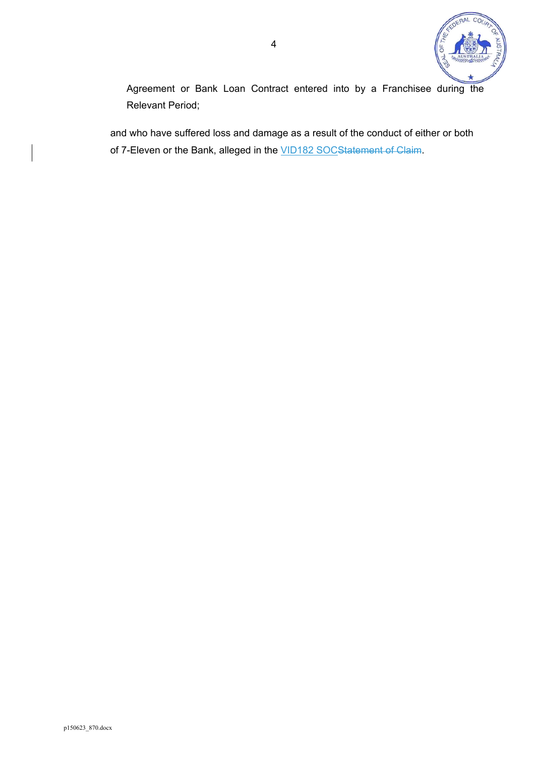Agreement or Bank Loan Contract entered into by a Franchisee during the Relevant Period;

and who have suffered loss and damage as a result of the conduct of either or both of 7-Eleven or the Bank, alleged in the VID182 SOC~~Statement of Claim~~.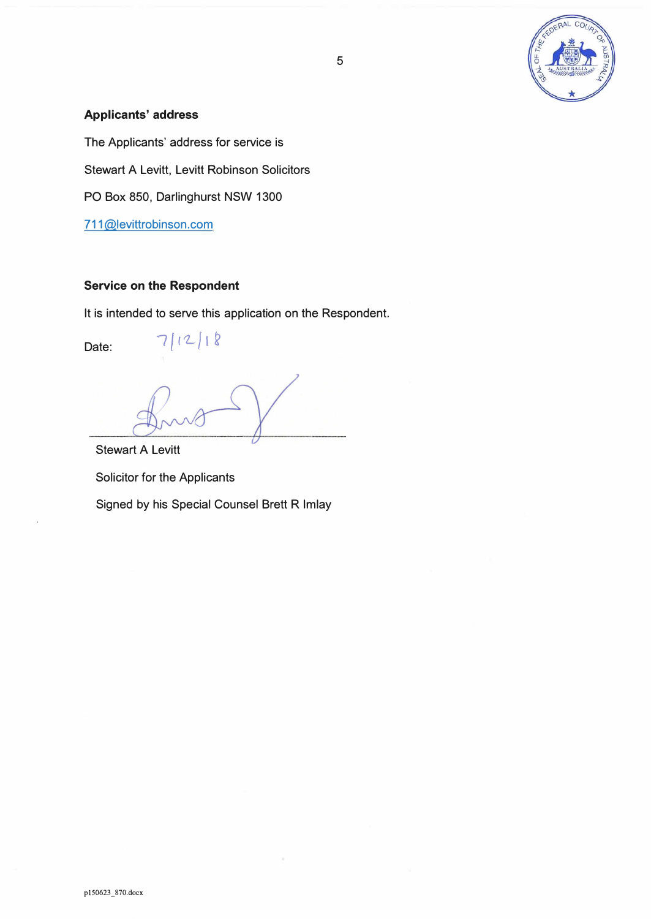**Applicants' address**

The Applicants' address for service is

Stewart A Levitt, Levitt Robinson Solicitors

PO Box 850, Darlinghurst NSW 1300

711@levittrobinson.com

**Service on the Respondent**

It is intended to serve this application on the Respondent.

Date: 7/12/18

Stewart A Levitt

Solicitor for the Applicants

Signed by his Special Counsel Brett R Imlay

p150623_870.docx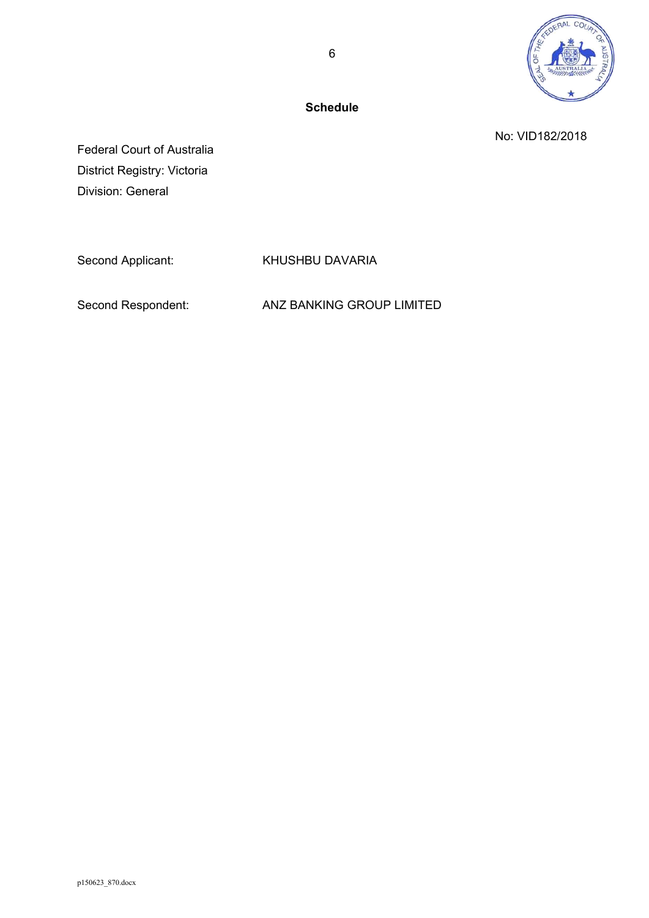## Schedule

No: VID182/2018

Federal Court of Australia
District Registry: Victoria
Division: General

Second Applicant: KHUSHBU DAVARIA

Second Respondent: ANZ BANKING GROUP LIMITED